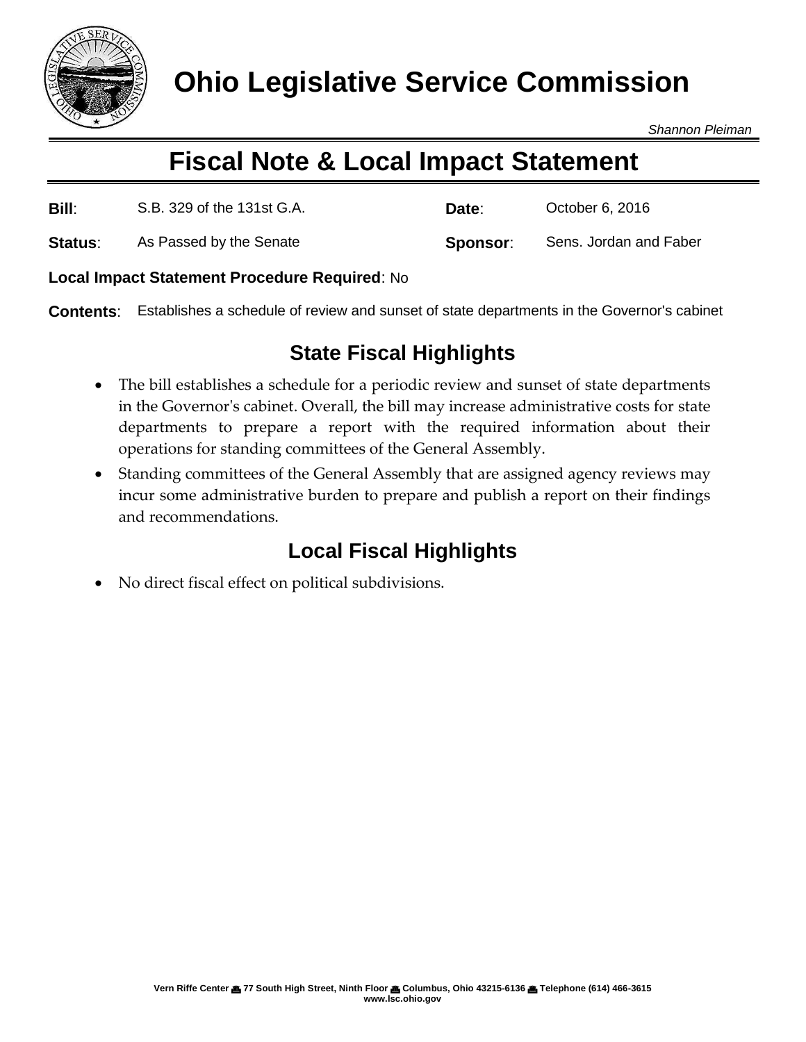# Ohio Legislative Service Commission

*Shannon Pleiman*

## Fiscal Note & Local Impact Statement

| | | | |
|---|---|---|---|
| **Bill**: | S.B. 329 of the 131st G.A. | **Date**: | October 6, 2016 |
| **Status**: | As Passed by the Senate | **Sponsor**: | Sens. Jordan and Faber |

**Local Impact Statement Procedure Required**: No

**Contents**: Establishes a schedule of review and sunset of state departments in the Governor's cabinet

### State Fiscal Highlights

- The bill establishes a schedule for a periodic review and sunset of state departments in the Governor's cabinet. Overall, the bill may increase administrative costs for state departments to prepare a report with the required information about their operations for standing committees of the General Assembly.
- Standing committees of the General Assembly that are assigned agency reviews may incur some administrative burden to prepare and publish a report on their findings and recommendations.

### Local Fiscal Highlights

- No direct fiscal effect on political subdivisions.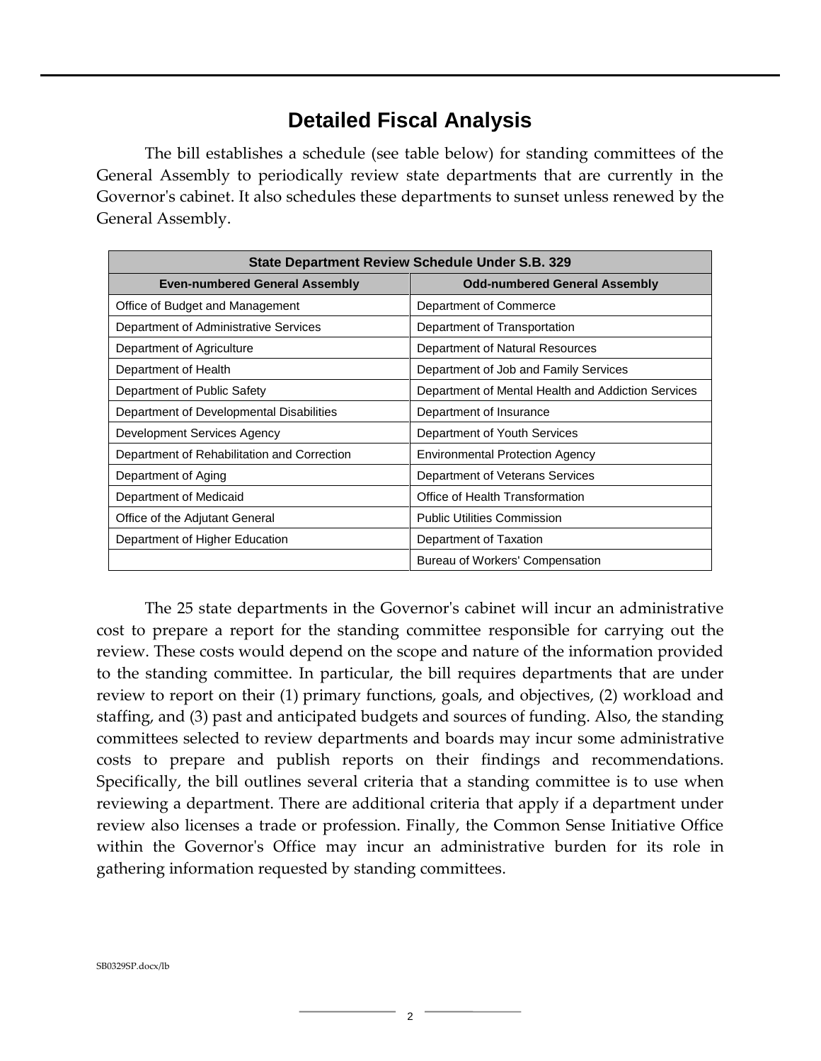# Detailed Fiscal Analysis

The bill establishes a schedule (see table below) for standing committees of the General Assembly to periodically review state departments that are currently in the Governor's cabinet. It also schedules these departments to sunset unless renewed by the General Assembly.

| State Department Review Schedule Under S.B. 329 | |
|---|---|
| **Even-numbered General Assembly** | **Odd-numbered General Assembly** |
| Office of Budget and Management | Department of Commerce |
| Department of Administrative Services | Department of Transportation |
| Department of Agriculture | Department of Natural Resources |
| Department of Health | Department of Job and Family Services |
| Department of Public Safety | Department of Mental Health and Addiction Services |
| Department of Developmental Disabilities | Department of Insurance |
| Development Services Agency | Department of Youth Services |
| Department of Rehabilitation and Correction | Environmental Protection Agency |
| Department of Aging | Department of Veterans Services |
| Department of Medicaid | Office of Health Transformation |
| Office of the Adjutant General | Public Utilities Commission |
| Department of Higher Education | Department of Taxation |
| | Bureau of Workers' Compensation |

The 25 state departments in the Governor's cabinet will incur an administrative cost to prepare a report for the standing committee responsible for carrying out the review. These costs would depend on the scope and nature of the information provided to the standing committee. In particular, the bill requires departments that are under review to report on their (1) primary functions, goals, and objectives, (2) workload and staffing, and (3) past and anticipated budgets and sources of funding. Also, the standing committees selected to review departments and boards may incur some administrative costs to prepare and publish reports on their findings and recommendations. Specifically, the bill outlines several criteria that a standing committee is to use when reviewing a department. There are additional criteria that apply if a department under review also licenses a trade or profession. Finally, the Common Sense Initiative Office within the Governor's Office may incur an administrative burden for its role in gathering information requested by standing committees.

SB0329SP.docx/lb